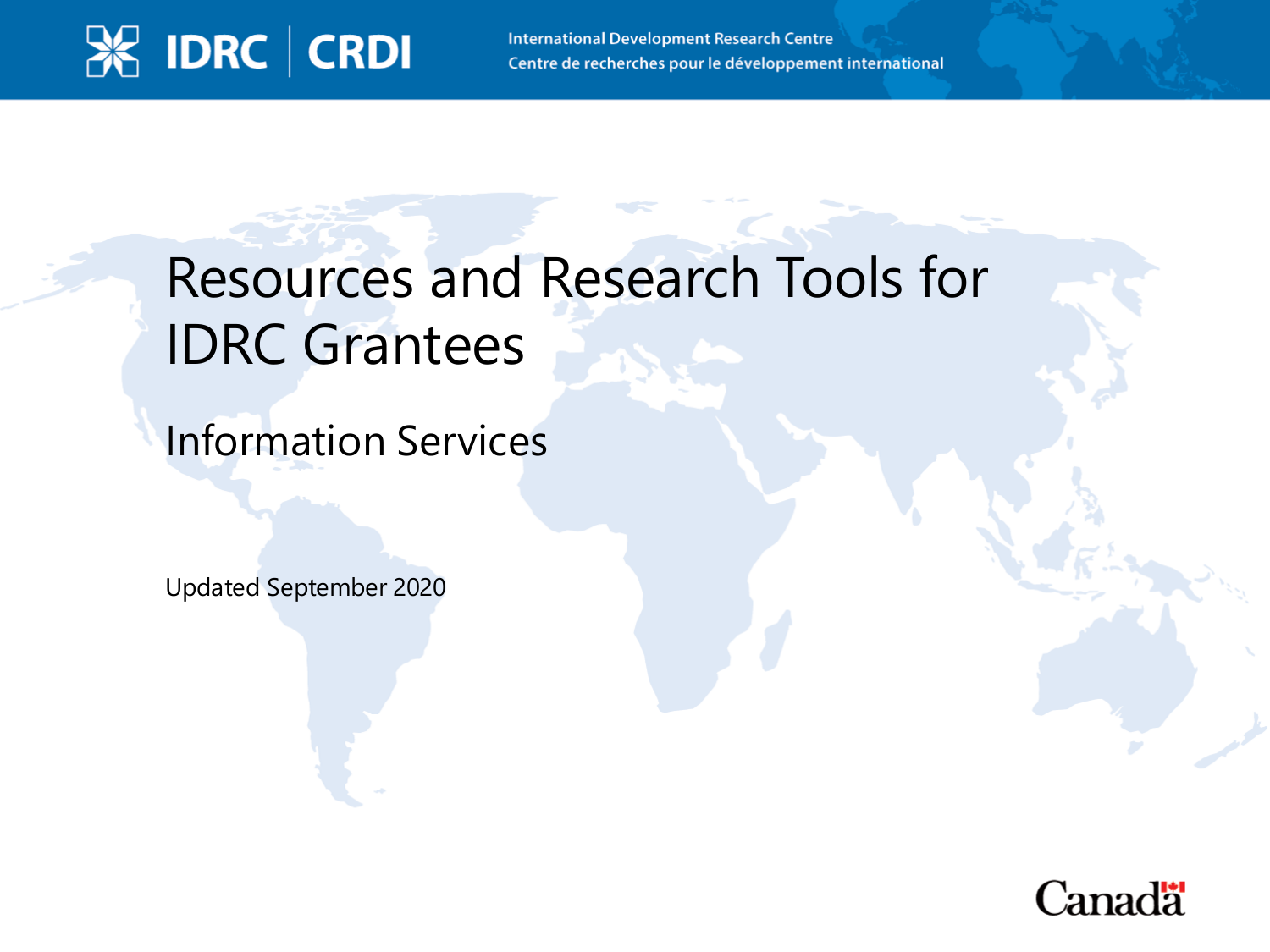IDRC | CRDI

International Development Research Centre
Centre de recherches pour le développement international

# Resources and Research Tools for IDRC Grantees

## Information Services

Updated September 2020

Canada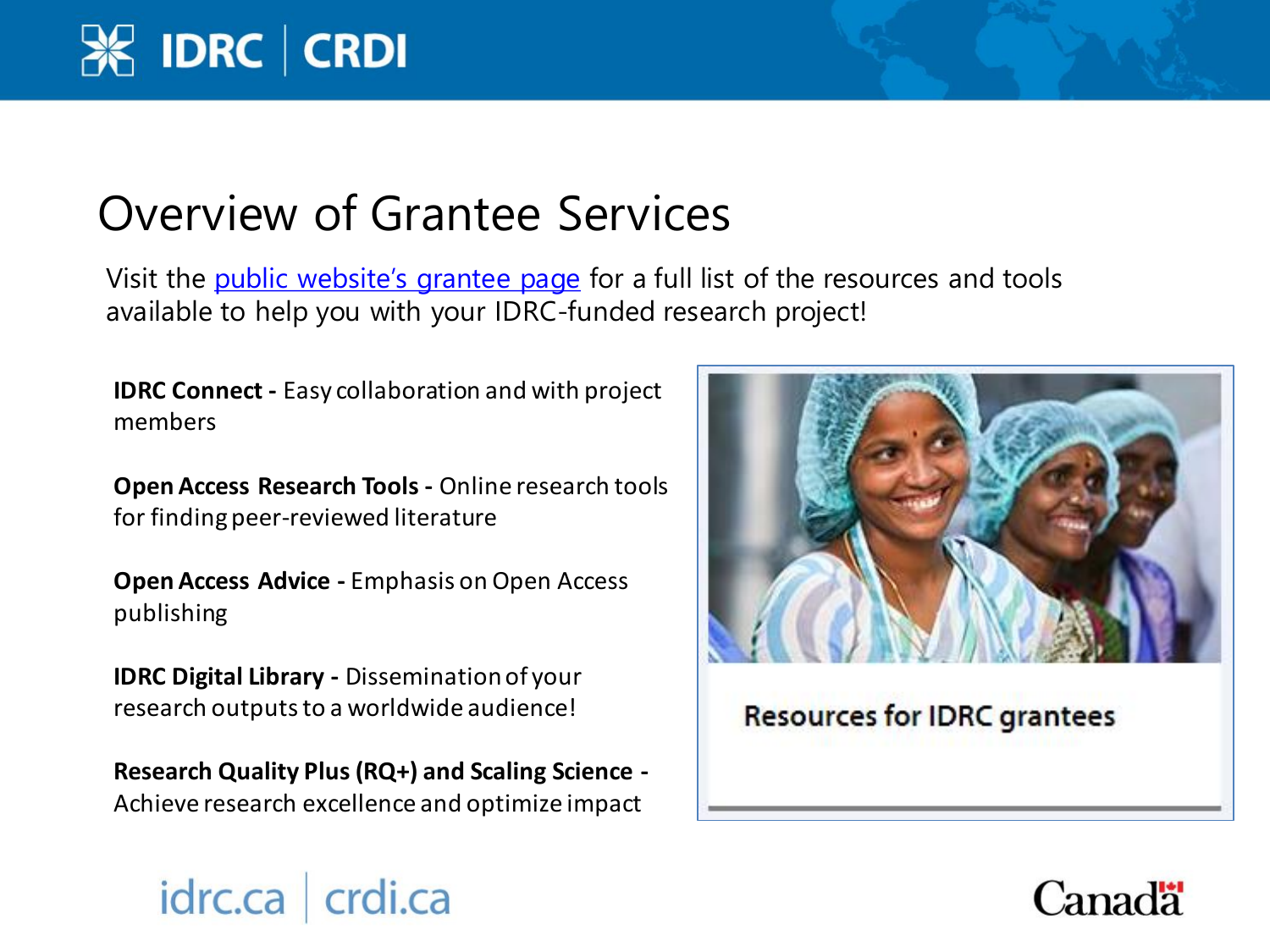# Overview of Grantee Services

Visit the public website's grantee page for a full list of the resources and tools available to help you with your IDRC-funded research project!

**IDRC Connect -** Easy collaboration and with project members

**Open Access Research Tools -** Online research tools for finding peer-reviewed literature

**Open Access Advice -** Emphasis on Open Access publishing

**IDRC Digital Library -** Dissemination of your research outputs to a worldwide audience!

**Research Quality Plus (RQ+) and Scaling Science -** Achieve research excellence and optimize impact

Resources for IDRC grantees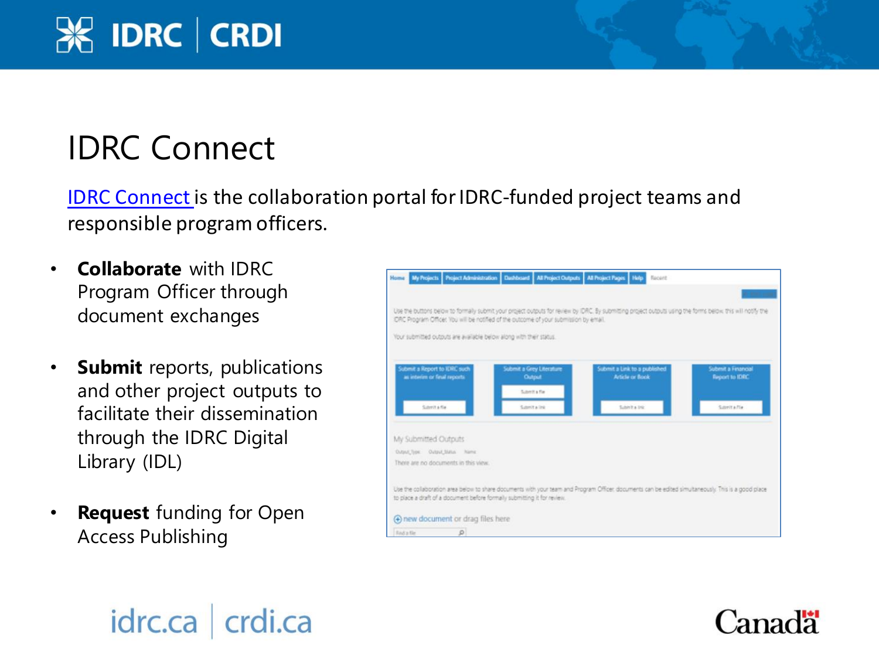# IDRC Connect

IDRC Connect is the collaboration portal for IDRC-funded project teams and responsible program officers.

- **Collaborate** with IDRC Program Officer through document exchanges
- **Submit** reports, publications and other project outputs to facilitate their dissemination through the IDRC Digital Library (IDL)
- **Request** funding for Open Access Publishing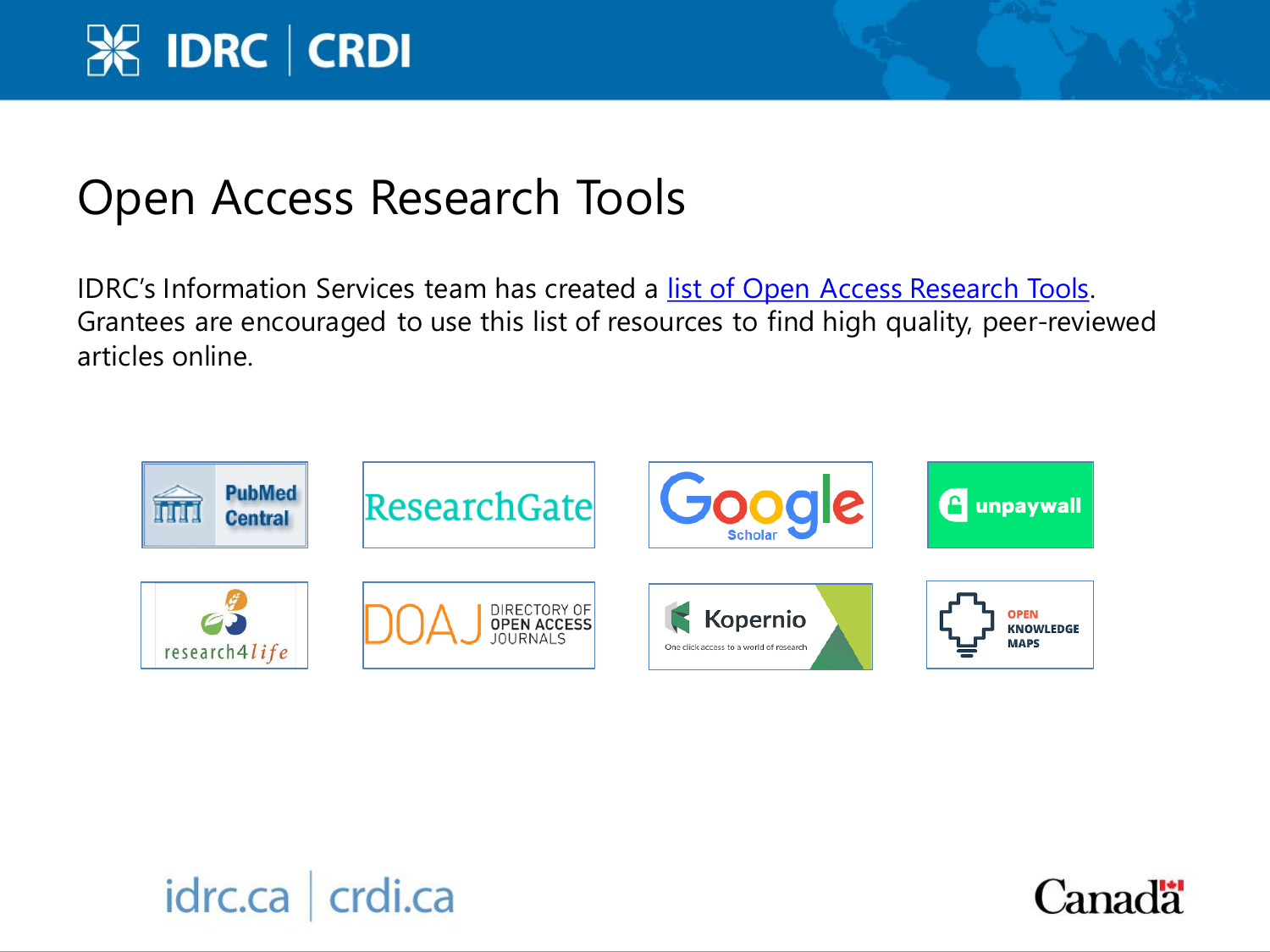# Open Access Research Tools

IDRC's Information Services team has created a list of Open Access Research Tools. Grantees are encouraged to use this list of resources to find high quality, peer-reviewed articles online.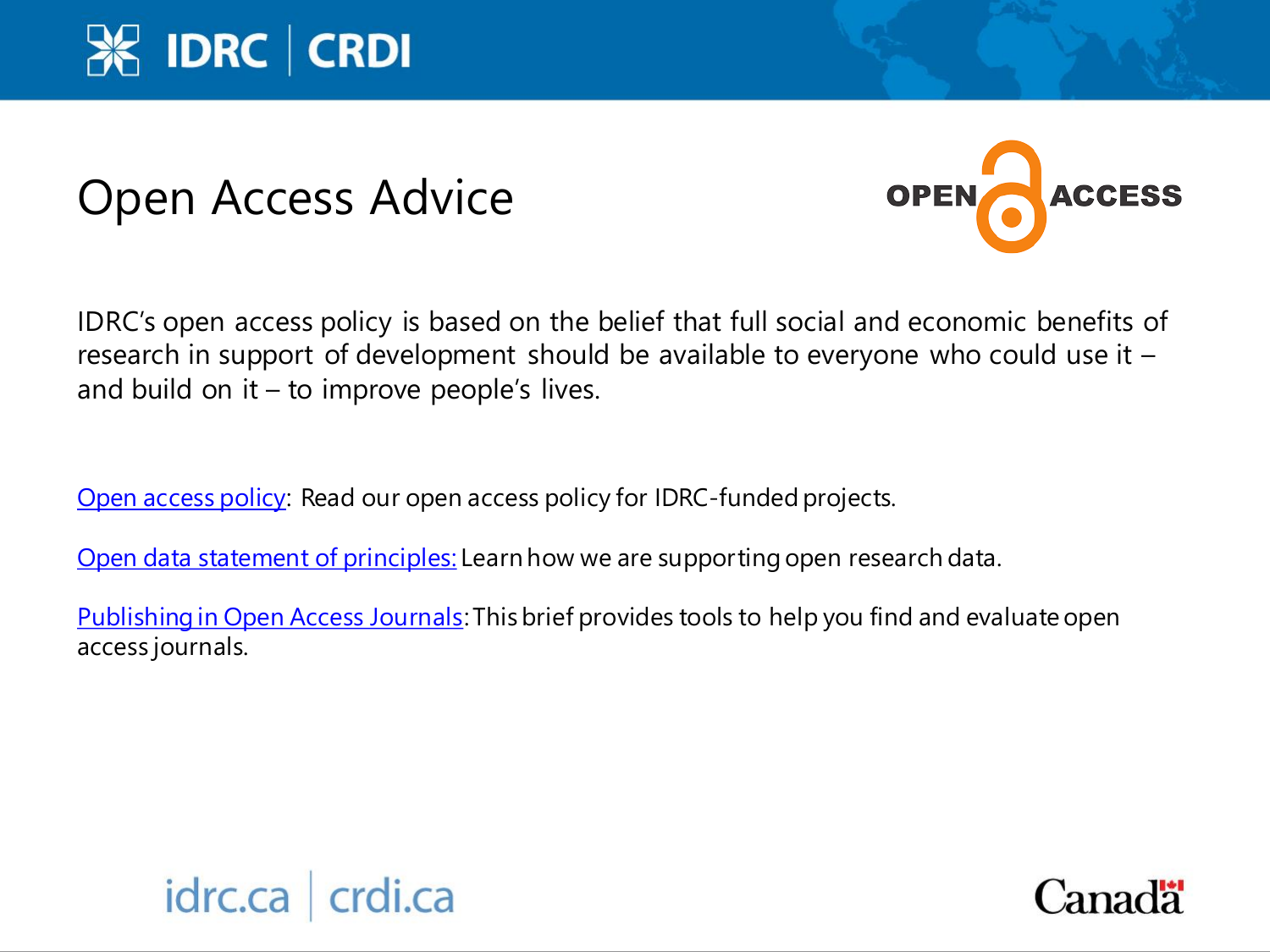# Open Access Advice

IDRC's open access policy is based on the belief that full social and economic benefits of research in support of development should be available to everyone who could use it – and build on it – to improve people's lives.

Open access policy: Read our open access policy for IDRC-funded projects.

Open data statement of principles: Learn how we are supporting open research data.

Publishing in Open Access Journals: This brief provides tools to help you find and evaluate open access journals.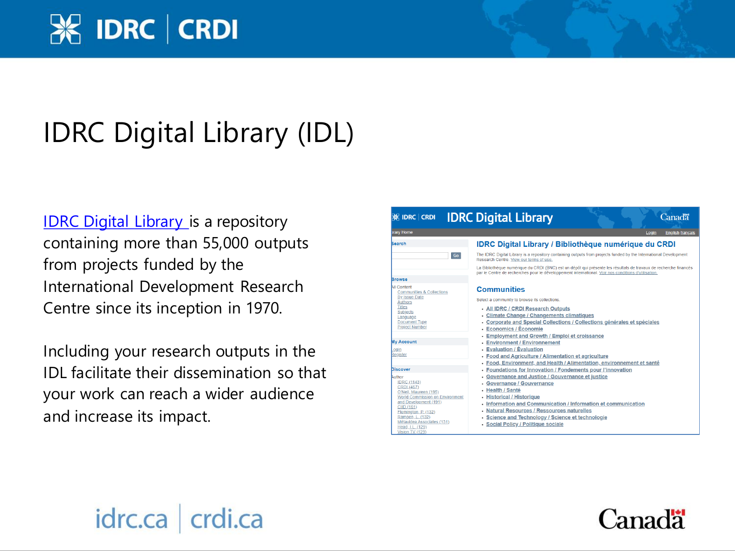# IDRC Digital Library (IDL)

[IDRC Digital Library ]is a repository containing more than 55,000 outputs from projects funded by the International Development Research Centre since its inception in 1970.

Including your research outputs in the IDL facilitate their dissemination so that your work can reach a wider audience and increase its impact.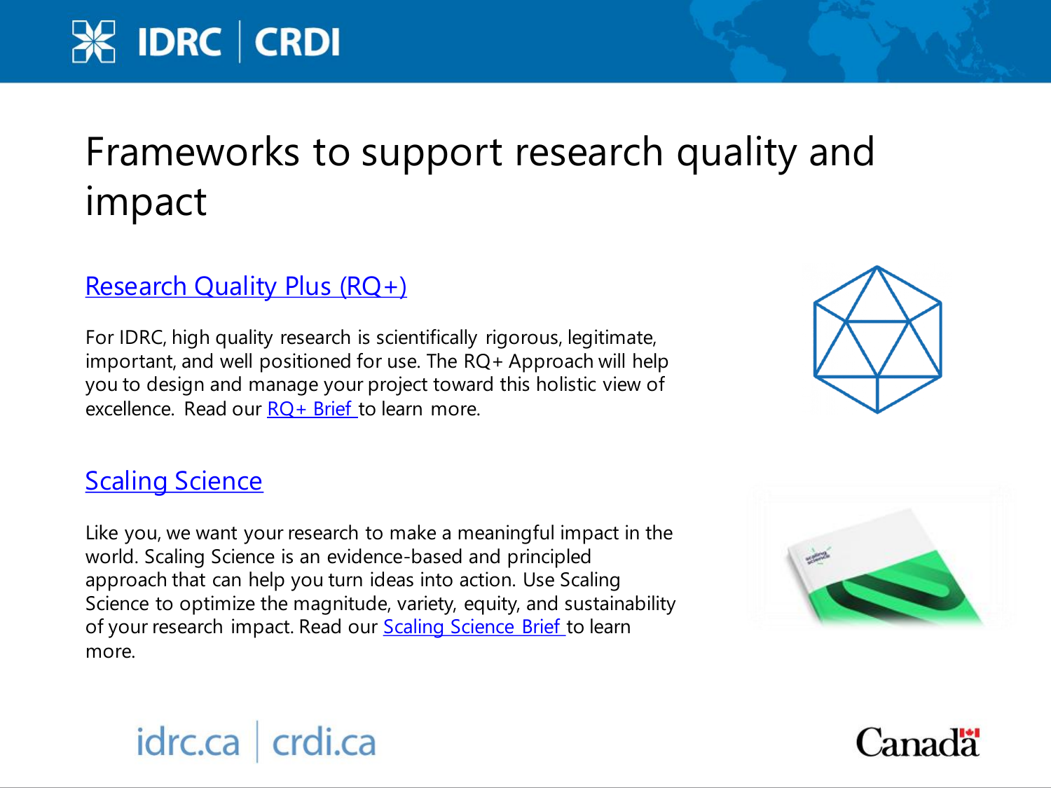# Frameworks to support research quality and impact

## Research Quality Plus (RQ+)

For IDRC, high quality research is scientifically rigorous, legitimate, important, and well positioned for use. The RQ+ Approach will help you to design and manage your project toward this holistic view of excellence. Read our RQ+ Brief to learn more.

## Scaling Science

Like you, we want your research to make a meaningful impact in the world. Scaling Science is an evidence-based and principled approach that can help you turn ideas into action. Use Scaling Science to optimize the magnitude, variety, equity, and sustainability of your research impact. Read our Scaling Science Brief to learn more.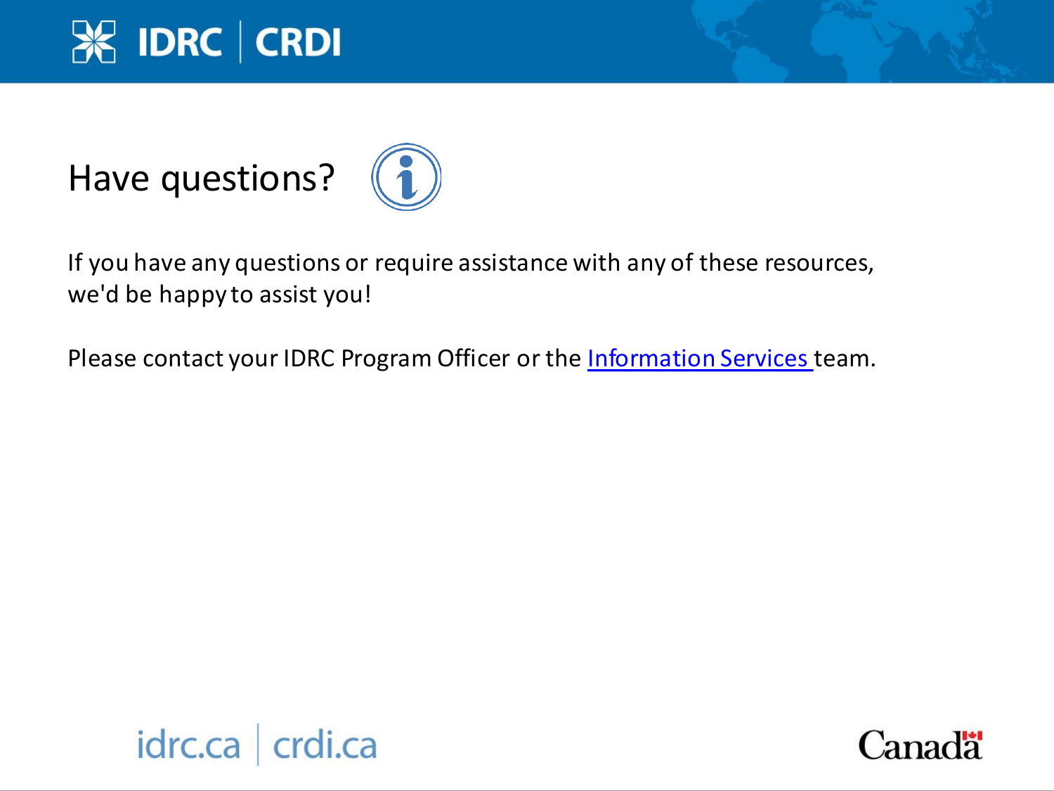# Have questions?

If you have any questions or require assistance with any of these resources, we'd be happy to assist you!

Please contact your IDRC Program Officer or the Information Services team.